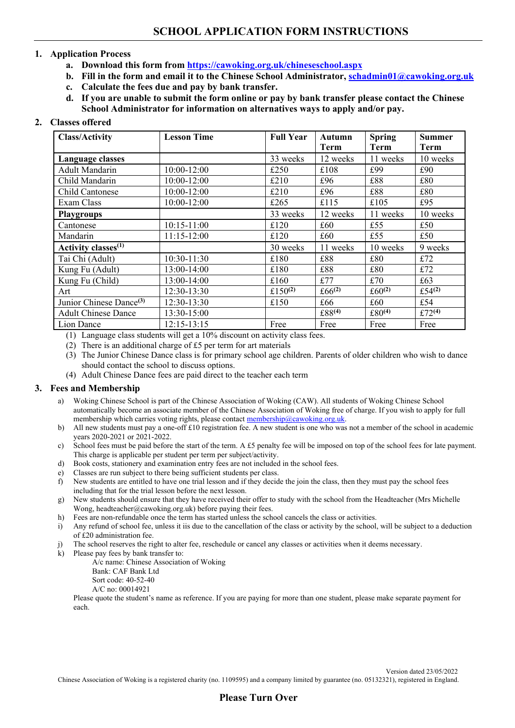# SCHOOL APPLICATION FORM INSTRUCTIONS

## 1. Application Process

a. **Download this form from https://cawoking.org.uk/chineseschool.aspx**

b. **Fill in the form and email it to the Chinese School Administrator, schadmin01@cawoking.org.uk**

c. **Calculate the fees due and pay by bank transfer.**

d. **If you are unable to submit the form online or pay by bank transfer please contact the Chinese School Administrator for information on alternatives ways to apply and/or pay.**

## 2. Classes offered

| Class/Activity | Lesson Time | Full Year | Autumn Term | Spring Term | Summer Term |
|---|---|---|---|---|---|
| **Language classes** | | 33 weeks | 12 weeks | 11 weeks | 10 weeks |
| Adult Mandarin | 10:00-12:00 | £250 | £108 | £99 | £90 |
| Child Mandarin | 10:00-12:00 | £210 | £96 | £88 | £80 |
| Child Cantonese | 10:00-12:00 | £210 | £96 | £88 | £80 |
| Exam Class | 10:00-12:00 | £265 | £115 | £105 | £95 |
| **Playgroups** | | 33 weeks | 12 weeks | 11 weeks | 10 weeks |
| Cantonese | 10:15-11:00 | £120 | £60 | £55 | £50 |
| Mandarin | 11:15-12:00 | £120 | £60 | £55 | £50 |
| **Activity classes(1)** | | 30 weeks | 11 weeks | 10 weeks | 9 weeks |
| Tai Chi (Adult) | 10:30-11:30 | £180 | £88 | £80 | £72 |
| Kung Fu (Adult) | 13:00-14:00 | £180 | £88 | £80 | £72 |
| Kung Fu (Child) | 13:00-14:00 | £160 | £77 | £70 | £63 |
| Art | 12:30-13:30 | £150(2) | £66(2) | £60(2) | £54(2) |
| Junior Chinese Dance(3) | 12:30-13:30 | £150 | £66 | £60 | £54 |
| Adult Chinese Dance | 13:30-15:00 | | £88(4) | £80(4) | £72(4) |
| Lion Dance | 12:15-13:15 | Free | Free | Free | Free |

(1) Language class students will get a 10% discount on activity class fees.

(2) There is an additional charge of £5 per term for art materials

(3) The Junior Chinese Dance class is for primary school age children. Parents of older children who wish to dance should contact the school to discuss options.

(4) Adult Chinese Dance fees are paid direct to the teacher each term

## 3. Fees and Membership

a) Woking Chinese School is part of the Chinese Association of Woking (CAW). All students of Woking Chinese School automatically become an associate member of the Chinese Association of Woking free of charge. If you wish to apply for full membership which carries voting rights, please contact membership@cawoking.org.uk.

b) All new students must pay a one-off £10 registration fee. A new student is one who was not a member of the school in academic years 2020-2021 or 2021-2022.

c) School fees must be paid before the start of the term. A £5 penalty fee will be imposed on top of the school fees for late payment. This charge is applicable per student per term per subject/activity.

d) Book costs, stationery and examination entry fees are not included in the school fees.

e) Classes are run subject to there being sufficient students per class.

f) New students are entitled to have one trial lesson and if they decide the join the class, then they must pay the school fees including that for the trial lesson before the next lesson.

g) New students should ensure that they have received their offer to study with the school from the Headteacher (Mrs Michelle Wong, headteacher@cawoking.org.uk) before paying their fees.

h) Fees are non-refundable once the term has started unless the school cancels the class or activities.

i) Any refund of school fee, unless it iis due to the cancellation of the class or activity by the school, will be subject to a deduction of £20 administration fee.

j) The school reserves the right to alter fee, reschedule or cancel any classes or activities when it deems necessary.

k) Please pay fees by bank transfer to:

A/c name: Chinese Association of Woking
Bank: CAF Bank Ltd
Sort code: 40-52-40
A/C no: 00014921

Please quote the student's name as reference. If you are paying for more than one student, please make separate payment for each.

Version dated 23/05/2022

Chinese Association of Woking is a registered charity (no. 1109595) and a company limited by guarantee (no. 05132321), registered in England.

**Please Turn Over**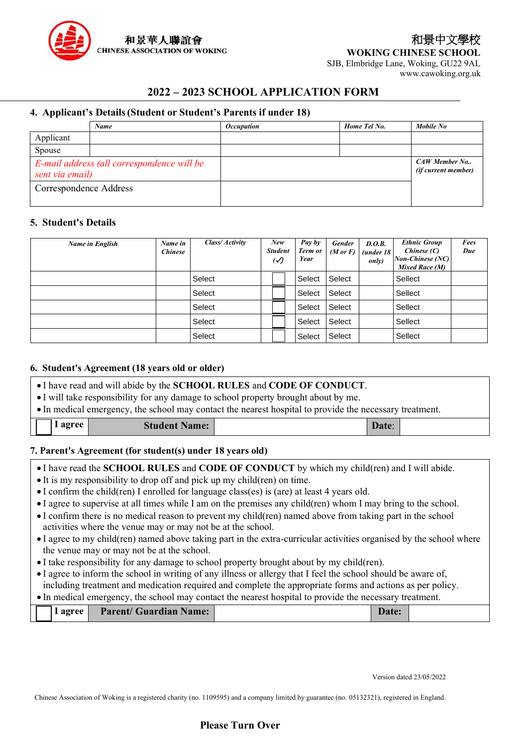和景華人聯誼會
CHINESE ASSOCIATION OF WOKING

和景中文學校
**WOKING CHINESE SCHOOL**
SJB, Elmbridge Lane, Woking, GU22 9AL
www.cawoking.org.uk

## 2022 – 2023 SCHOOL APPLICATION FORM

### 4. Applicant's Details (Student or Student's Parents if under 18)

| | *Name* | *Occupation* | *Home Tel No.* | *Mobile No* |
|---|---|---|---|---|
| Applicant | | | | |
| Spouse | | | | |
| *E-mail address (all correspondence will be sent via email)* | | | | *CAW Member No.. (if current member)* |
| Correspondence Address | | | | |

### 5. Student's Details

| *Name in English* | *Name in Chinese* | *Class/ Activity* | *New Student (✓)* | *Pay by Term or Year* | *Gender (M or F)* | *D.O.B. (under 18 only)* | *Ethnic Group Chinese (C) Non-Chinese (NC) Mixed Race (M)* | *Fees Due* |
|---|---|---|---|---|---|---|---|---|
| | | Select | ☐ | Select | Select | | Sellect | |
| | | Select | ☐ | Select | Select | | Sellect | |
| | | Select | ☐ | Select | Select | | Sellect | |
| | | Select | ☐ | Select | Select | | Sellect | |
| | | Select | ☐ | Select | Select | | Sellect | |

### 6. Student's Agreement (18 years old or older)

- I have read and will abide by the **SCHOOL RULES** and **CODE OF CONDUCT**.
- I will take responsibility for any damage to school property brought about by me.
- In medical emergency, the school may contact the nearest hospital to provide the necessary treatment.

| ☐ **I agree** | **Student Name:** | | **Date**: | |
|---|---|---|---|---|

### 7. Parent's Agreement (for student(s) under 18 years old)

- I have read the **SCHOOL RULES** and **CODE OF CONDUCT** by which my child(ren) and I will abide.
- It is my responsibility to drop off and pick up my child(ren) on time.
- I confirm the child(ren) I enrolled for language class(es) is (are) at least 4 years old.
- I agree to supervise at all times while I am on the premises any child(ren) whom I may bring to the school.
- I confirm there is no medical reason to prevent my child(ren) named above from taking part in the school activities where the venue may or may not be at the school.
- I agree to my child(ren) named above taking part in the extra-curricular activities organised by the school where the venue may or may not be at the school.
- I take responsibility for any damage to school property brought about by my child(ren).
- I agree to inform the school in writing of any illness or allergy that I feel the school should be aware of, including treatment and medication required and complete the appropriate forms and actions as per policy.
- In medical emergency, the school may contact the nearest hospital to provide the necessary treatment.

| ☐ **I agree** | **Parent/ Guardian Name:** | | **Date:** | |
|---|---|---|---|---|

Version dated 23/05/2022

Chinese Association of Woking is a registered charity (no. 1109595) and a company limited by guarantee (no. 05132321), registered in England.

**Please Turn Over**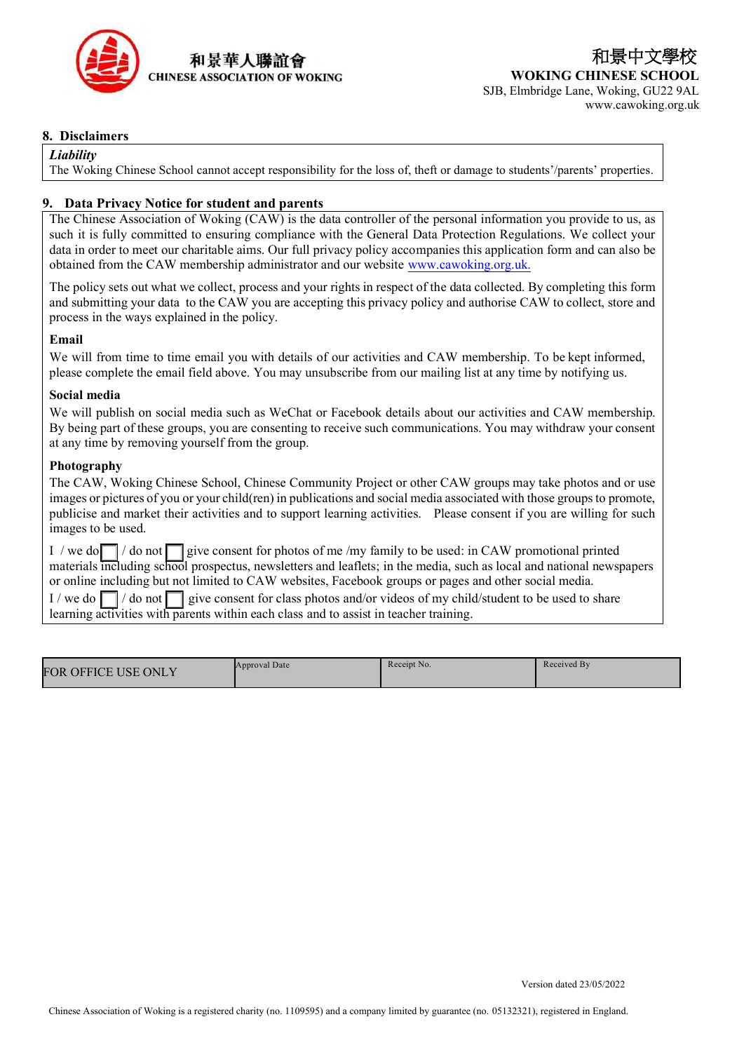和景華人聯誼會
CHINESE ASSOCIATION OF WOKING

和景中文學校
**WOKING CHINESE SCHOOL**
SJB, Elmbridge Lane, Woking, GU22 9AL
www.cawoking.org.uk

## 8. Disclaimers

***Liability***
The Woking Chinese School cannot accept responsibility for the loss of, theft or damage to students'/parents' properties.

## 9. Data Privacy Notice for student and parents

The Chinese Association of Woking (CAW) is the data controller of the personal information you provide to us, as such it is fully committed to ensuring compliance with the General Data Protection Regulations. We collect your data in order to meet our charitable aims. Our full privacy policy accompanies this application form and can also be obtained from the CAW membership administrator and our website [www.cawoking.org.uk.](http://www.cawoking.org.uk)

The policy sets out what we collect, process and your rights in respect of the data collected. By completing this form and submitting your data to the CAW you are accepting this privacy policy and authorise CAW to collect, store and process in the ways explained in the policy.

**Email**
We will from time to time email you with details of our activities and CAW membership. To be kept informed, please complete the email field above. You may unsubscribe from our mailing list at any time by notifying us.

**Social media**
We will publish on social media such as WeChat or Facebook details about our activities and CAW membership. By being part of these groups, you are consenting to receive such communications. You may withdraw your consent at any time by removing yourself from the group.

**Photography**
The CAW, Woking Chinese School, Chinese Community Project or other CAW groups may take photos and or use images or pictures of you or your child(ren) in publications and social media associated with those groups to promote, publicise and market their activities and to support learning activities. Please consent if you are willing for such images to be used.

I / we do ☐ / do not ☐ give consent for photos of me /my family to be used: in CAW promotional printed materials including school prospectus, newsletters and leaflets; in the media, such as local and national newspapers or online including but not limited to CAW websites, Facebook groups or pages and other social media.

I / we do ☐ / do not ☐ give consent for class photos and/or videos of my child/student to be used to share learning activities with parents within each class and to assist in teacher training.

| FOR OFFICE USE ONLY | Approval Date | Receipt No. | Received By |
|---|---|---|---|

Version dated 23/05/2022

Chinese Association of Woking is a registered charity (no. 1109595) and a company limited by guarantee (no. 05132321), registered in England.